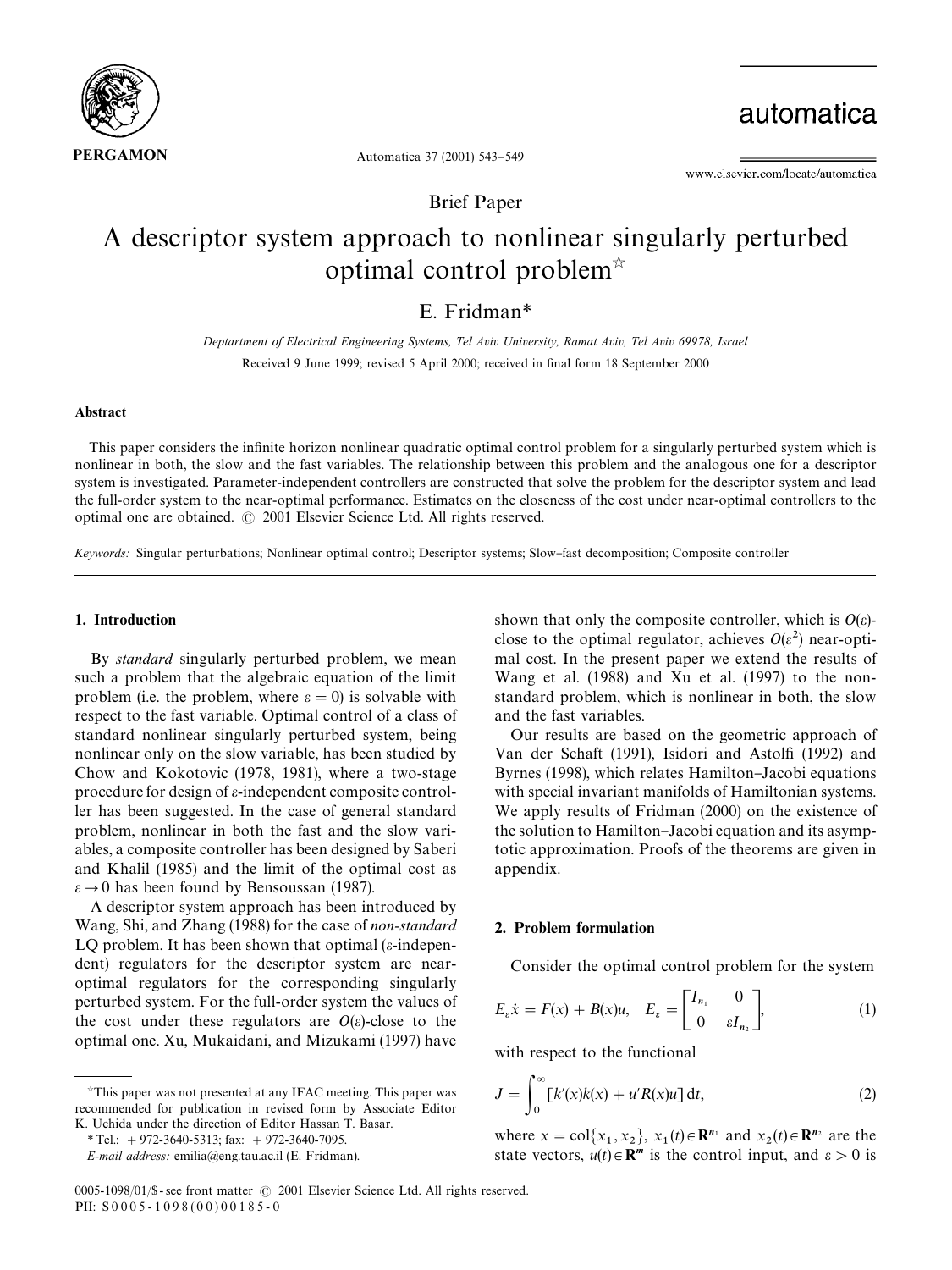Brief Paper

# A descriptor system approach to nonlinear singularly perturbed optimal control problem☆

E. Fridman*

*Deptartment of Electrical Engineering Systems, Tel Aviv University, Ramat Aviv, Tel Aviv 69978, Israel*

Received 9 June 1999; revised 5 April 2000; received in final form 18 September 2000

## Abstract

This paper considers the infinite horizon nonlinear quadratic optimal control problem for a singularly perturbed system which is nonlinear in both, the slow and the fast variables. The relationship between this problem and the analogous one for a descriptor system is investigated. Parameter-independent controllers are constructed that solve the problem for the descriptor system and lead the full-order system to the near-optimal performance. Estimates on the closeness of the cost under near-optimal controllers to the optimal one are obtained. © 2001 Elsevier Science Ltd. All rights reserved.

*Keywords:* Singular perturbations; Nonlinear optimal control; Descriptor systems; Slow–fast decomposition; Composite controller

## 1. Introduction

By *standard* singularly perturbed problem, we mean such a problem that the algebraic equation of the limit problem (i.e. the problem, where $\varepsilon = 0$) is solvable with respect to the fast variable. Optimal control of a class of standard nonlinear singularly perturbed system, being nonlinear only on the slow variable, has been studied by Chow and Kokotovic (1978, 1981), where a two-stage procedure for design of $\varepsilon$-independent composite controller has been suggested. In the case of general standard problem, nonlinear in both the fast and the slow variables, a composite controller has been designed by Saberi and Khalil (1985) and the limit of the optimal cost as $\varepsilon \to 0$ has been found by Bensoussan (1987).

A descriptor system approach has been introduced by Wang, Shi, and Zhang (1988) for the case of *non-standard* LQ problem. It has been shown that optimal ($\varepsilon$-independent) regulators for the descriptor system are near-optimal regulators for the corresponding singularly perturbed system. For the full-order system the values of the cost under these regulators are $O(\varepsilon)$-close to the optimal one. Xu, Mukaidani, and Mizukami (1997) have shown that only the composite controller, which is $O(\varepsilon)$-close to the optimal regulator, achieves $O(\varepsilon^2)$ near-optimal cost. In the present paper we extend the results of Wang et al. (1988) and Xu et al. (1997) to the non-standard problem, which is nonlinear in both, the slow and the fast variables.

Our results are based on the geometric approach of Van der Schaft (1991), Isidori and Astolfi (1992) and Byrnes (1998), which relates Hamilton–Jacobi equations with special invariant manifolds of Hamiltonian systems. We apply results of Fridman (2000) on the existence of the solution to Hamilton–Jacobi equation and its asymptotic approximation. Proofs of the theorems are given in appendix.

## 2. Problem formulation

Consider the optimal control problem for the system

$$E_\varepsilon \dot{x} = F(x) + B(x)u, \quad E_\varepsilon = \begin{bmatrix} I_{n_1} & 0 \\ 0 & \varepsilon I_{n_2} \end{bmatrix}, \tag{1}$$

with respect to the functional

$$J = \int_0^\infty [k'(x)k(x) + u'R(x)u]\,dt, \tag{2}$$

where $x = \mathrm{col}\{x_1, x_2\}$, $x_1(t) \in \mathbf{R}^{n_1}$ and $x_2(t) \in \mathbf{R}^{n_2}$ are the state vectors, $u(t) \in \mathbf{R}^m$ is the control input, and $\varepsilon > 0$ is

---

☆This paper was not presented at any IFAC meeting. This paper was recommended for publication in revised form by Associate Editor K. Uchida under the direction of Editor Hassan T. Basar.

* Tel.: +972-3640-5313; fax: +972-3640-7095.

*E-mail address:* emilia@eng.tau.ac.il (E. Fridman).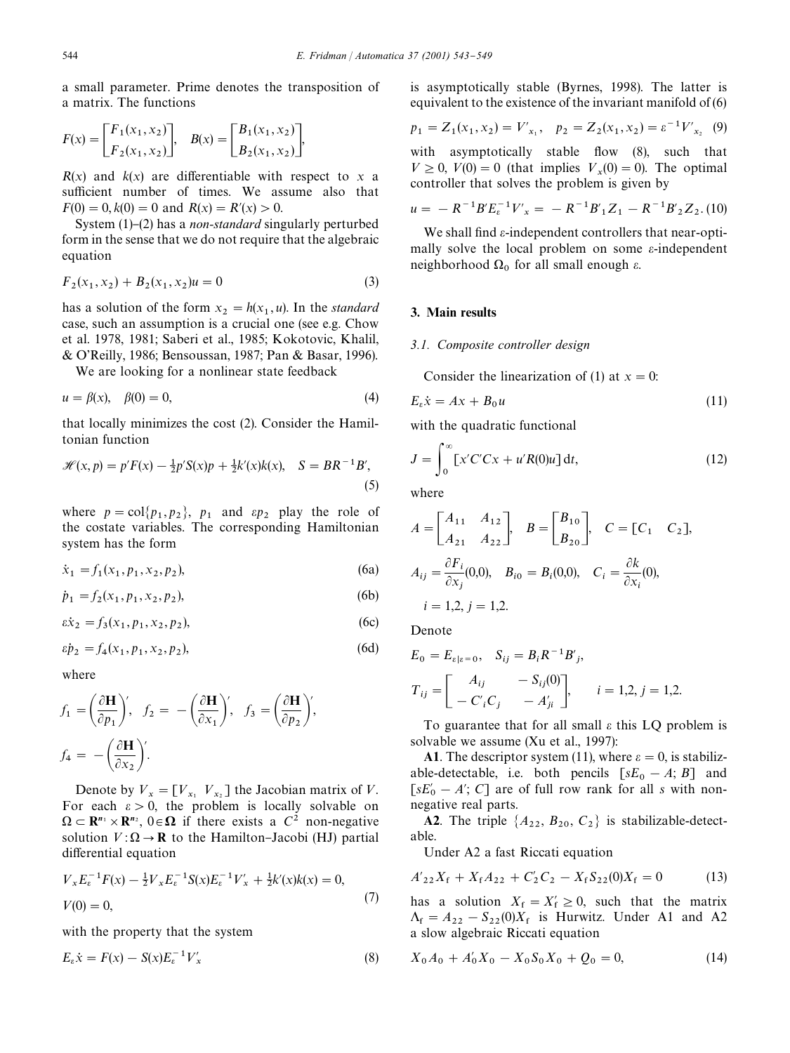a small parameter. Prime denotes the transposition of a matrix. The functions

$$F(x) = \begin{bmatrix} F_1(x_1, x_2) \\ F_2(x_1, x_2) \end{bmatrix}, \quad B(x) = \begin{bmatrix} B_1(x_1, x_2) \\ B_2(x_1, x_2) \end{bmatrix},$$

$R(x)$ and $k(x)$ are differentiable with respect to $x$ a sufficient number of times. We assume also that $F(0) = 0, k(0) = 0$ and $R(x) = R'(x) > 0$.

System (1)–(2) has a *non-standard* singularly perturbed form in the sense that we do not require that the algebraic equation

$$F_2(x_1, x_2) + B_2(x_1, x_2)u = 0 \tag{3}$$

has a solution of the form $x_2 = h(x_1, u)$. In the *standard* case, such an assumption is a crucial one (see e.g. Chow et al. 1978, 1981; Saberi et al., 1985; Kokotovic, Khalil, & O'Reilly, 1986; Bensoussan, 1987; Pan & Basar, 1996).

We are looking for a nonlinear state feedback

$$u = \beta(x), \quad \beta(0) = 0, \tag{4}$$

that locally minimizes the cost (2). Consider the Hamiltonian function

$$\mathscr{H}(x, p) = p'F(x) - \tfrac{1}{2}p'S(x)p + \tfrac{1}{2}k'(x)k(x), \quad S = BR^{-1}B', \tag{5}$$

where $p = \mathrm{col}\{p_1, p_2\}$, $p_1$ and $\varepsilon p_2$ play the role of the costate variables. The corresponding Hamiltonian system has the form

$$\dot{x}_1 = f_1(x_1, p_1, x_2, p_2), \tag{6a}$$

$$\dot{p}_1 = f_2(x_1, p_1, x_2, p_2), \tag{6b}$$

$$\varepsilon\dot{x}_2 = f_3(x_1, p_1, x_2, p_2), \tag{6c}$$

$$\varepsilon\dot{p}_2 = f_4(x_1, p_1, x_2, p_2), \tag{6d}$$

where

$$f_1 = \left(\frac{\partial \mathbf{H}}{\partial p_1}\right)', \quad f_2 = -\left(\frac{\partial \mathbf{H}}{\partial x_1}\right)', \quad f_3 = \left(\frac{\partial \mathbf{H}}{\partial p_2}\right)',$$

$$f_4 = -\left(\frac{\partial \mathbf{H}}{\partial x_2}\right)'.$$

Denote by $V_x = [V_{x_1} \; V_{x_2}]$ the Jacobian matrix of $V$. For each $\varepsilon > 0$, the problem is locally solvable on $\Omega \subset \mathbf{R}^{n_1} \times \mathbf{R}^{n_2}$, $0 \in \Omega$ if there exists a $C^2$ non-negative solution $V : \Omega \to \mathbf{R}$ to the Hamilton–Jacobi (HJ) partial differential equation

$$V_x E_\varepsilon^{-1} F(x) - \tfrac{1}{2}V_x E_\varepsilon^{-1} S(x) E_\varepsilon^{-1} V'_x + \tfrac{1}{2}k'(x)k(x) = 0,$$
$$V(0) = 0, \tag{7}$$

with the property that the system

$$E_\varepsilon \dot{x} = F(x) - S(x)E_\varepsilon^{-1}V'_x \tag{8}$$

is asymptotically stable (Byrnes, 1998). The latter is equivalent to the existence of the invariant manifold of (6)

$$p_1 = Z_1(x_1, x_2) = V'_{x_1}, \quad p_2 = Z_2(x_1, x_2) = \varepsilon^{-1}V'_{x_2} \tag{9}$$

with asymptotically stable flow (8), such that $V \geq 0$, $V(0) = 0$ (that implies $V_x(0) = 0$). The optimal controller that solves the problem is given by

$$u = -R^{-1}B'E_\varepsilon^{-1}V'_x = -R^{-1}B'_1 Z_1 - R^{-1}B'_2 Z_2. \tag{10}$$

We shall find $\varepsilon$-independent controllers that near-optimally solve the local problem on some $\varepsilon$-independent neighborhood $\Omega_0$ for all small enough $\varepsilon$.

## 3. Main results

### 3.1. Composite controller design

Consider the linearization of (1) at $x = 0$:

$$E_\varepsilon \dot{x} = Ax + B_0 u \tag{11}$$

with the quadratic functional

$$J = \int_0^\infty [x'C'Cx + u'R(0)u]\,\mathrm{d}t, \tag{12}$$

where

$$A = \begin{bmatrix} A_{11} & A_{12} \\ A_{21} & A_{22} \end{bmatrix}, \quad B = \begin{bmatrix} B_{10} \\ B_{20} \end{bmatrix}, \quad C = [C_1 \quad C_2],$$

$$A_{ij} = \frac{\partial F_i}{\partial x_j}(0{,}0), \quad B_{i0} = B_i(0{,}0), \quad C_i = \frac{\partial k}{\partial x_i}(0),$$

$$i = 1{,}2,\; j = 1{,}2.$$

Denote

$$E_0 = E_{\varepsilon|\varepsilon=0}, \quad S_{ij} = B_i R^{-1} B'_j,$$

$$T_{ij} = \begin{bmatrix} A_{ij} & -S_{ij}(0) \\ -C'_i C_j & -A'_{ji} \end{bmatrix}, \quad i = 1{,}2,\; j = 1{,}2.$$

To guarantee that for all small $\varepsilon$ this LQ problem is solvable we assume (Xu et al., 1997):

**A1**. The descriptor system (11), where $\varepsilon = 0$, is stabilizable-detectable, i.e. both pencils $[sE_0 - A;\, B]$ and $[sE'_0 - A';\, C]$ are of full row rank for all $s$ with non-negative real parts.

**A2**. The triple $\{A_{22}, B_{20}, C_2\}$ is stabilizable-detectable.

Under A2 a fast Riccati equation

$$A'_{22}X_\mathrm{f} + X_\mathrm{f}A_{22} + C'_2C_2 - X_\mathrm{f}S_{22}(0)X_\mathrm{f} = 0 \tag{13}$$

has a solution $X_\mathrm{f} = X'_\mathrm{f} \geq 0$, such that the matrix $\Lambda_\mathrm{f} = A_{22} - S_{22}(0)X_\mathrm{f}$ is Hurwitz. Under A1 and A2 a slow algebraic Riccati equation

$$X_0A_0 + A'_0X_0 - X_0S_0X_0 + Q_0 = 0, \tag{14}$$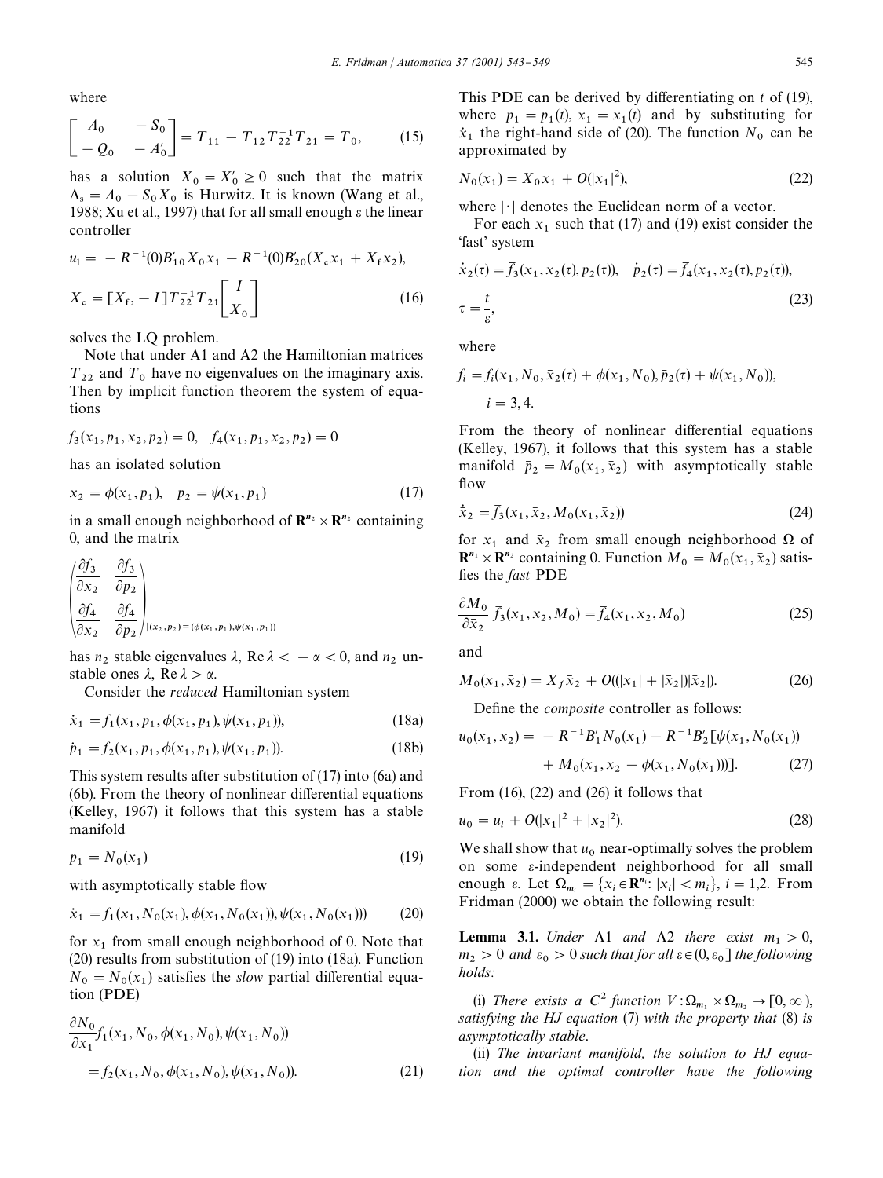where

$$\begin{bmatrix} A_0 & -S_0 \\ -Q_0 & -A_0' \end{bmatrix} = T_{11} - T_{12}T_{22}^{-1}T_{21} = T_0, \tag{15}$$

has a solution $X_0 = X_0' \geq 0$ such that the matrix $\Lambda_s = A_0 - S_0 X_0$ is Hurwitz. It is known (Wang et al., 1988; Xu et al., 1997) that for all small enough $\varepsilon$ the linear controller

$$u_l = -R^{-1}(0)B_{10}' X_0 x_1 - R^{-1}(0)B_{20}'(X_c x_1 + X_f x_2),$$

$$X_c = [X_f, -I]T_{22}^{-1}T_{21}\begin{bmatrix} I \\ X_0 \end{bmatrix} \tag{16}$$

solves the LQ problem.

Note that under A1 and A2 the Hamiltonian matrices $T_{22}$ and $T_0$ have no eigenvalues on the imaginary axis. Then by implicit function theorem the system of equations

$$f_3(x_1, p_1, x_2, p_2) = 0, \quad f_4(x_1, p_1, x_2, p_2) = 0$$

has an isolated solution

$$x_2 = \phi(x_1, p_1), \quad p_2 = \psi(x_1, p_1) \tag{17}$$

in a small enough neighborhood of $\mathbf{R}^{n_2} \times \mathbf{R}^{n_2}$ containing 0, and the matrix

$$\left.\begin{pmatrix} \dfrac{\partial f_3}{\partial x_2} & \dfrac{\partial f_3}{\partial p_2} \\ \dfrac{\partial f_4}{\partial x_2} & \dfrac{\partial f_4}{\partial p_2} \end{pmatrix}\right|_{(x_2,p_2)=(\phi(x_1,p_1),\psi(x_1,p_1))}$$

has $n_2$ stable eigenvalues $\lambda$, $\operatorname{Re}\lambda < -\alpha < 0$, and $n_2$ unstable ones $\lambda$, $\operatorname{Re}\lambda > \alpha$.

Consider the *reduced* Hamiltonian system

$$\dot{x}_1 = f_1(x_1, p_1, \phi(x_1, p_1), \psi(x_1, p_1)), \tag{18a}$$

$$\dot{p}_1 = f_2(x_1, p_1, \phi(x_1, p_1), \psi(x_1, p_1)). \tag{18b}$$

This system results after substitution of (17) into (6a) and (6b). From the theory of nonlinear differential equations (Kelley, 1967) it follows that this system has a stable manifold

$$p_1 = N_0(x_1) \tag{19}$$

with asymptotically stable flow

$$\dot{x}_1 = f_1(x_1, N_0(x_1), \phi(x_1, N_0(x_1)), \psi(x_1, N_0(x_1))) \tag{20}$$

for $x_1$ from small enough neighborhood of 0. Note that (20) results from substitution of (19) into (18a). Function $N_0 = N_0(x_1)$ satisfies the *slow* partial differential equation (PDE)

$$\frac{\partial N_0}{\partial x_1} f_1(x_1, N_0, \phi(x_1, N_0), \psi(x_1, N_0))$$
$$= f_2(x_1, N_0, \phi(x_1, N_0), \psi(x_1, N_0)). \tag{21}$$

This PDE can be derived by differentiating on $t$ of (19), where $p_1 = p_1(t)$, $x_1 = x_1(t)$ and by substituting for $\dot{x}_1$ the right-hand side of (20). The function $N_0$ can be approximated by

$$N_0(x_1) = X_0 x_1 + O(|x_1|^2), \tag{22}$$

where $|\cdot|$ denotes the Euclidean norm of a vector.

For each $x_1$ such that (17) and (19) exist consider the 'fast' system

$$\dot{\bar{x}}_2(\tau) = \bar{f}_3(x_1, \bar{x}_2(\tau), \bar{p}_2(\tau)), \quad \dot{\bar{p}}_2(\tau) = \bar{f}_4(x_1, \bar{x}_2(\tau), \bar{p}_2(\tau)),$$

$$\tau = \frac{t}{\varepsilon}, \tag{23}$$

where

$$\bar{f}_i = f_i(x_1, N_0, \bar{x}_2(\tau) + \phi(x_1, N_0), \bar{p}_2(\tau) + \psi(x_1, N_0)),$$
$$i = 3, 4.$$

From the theory of nonlinear differential equations (Kelley, 1967), it follows that this system has a stable manifold $\bar{p}_2 = M_0(x_1, \bar{x}_2)$ with asymptotically stable flow

$$\dot{\bar{x}}_2 = \bar{f}_3(x_1, \bar{x}_2, M_0(x_1, \bar{x}_2)) \tag{24}$$

for $x_1$ and $\bar{x}_2$ from small enough neighborhood $\Omega$ of $\mathbf{R}^{n_1} \times \mathbf{R}^{n_2}$ containing 0. Function $M_0 = M_0(x_1, \bar{x}_2)$ satisfies the *fast* PDE

$$\frac{\partial M_0}{\partial \bar{x}_2} \bar{f}_3(x_1, \bar{x}_2, M_0) = \bar{f}_4(x_1, \bar{x}_2, M_0) \tag{25}$$

and

$$M_0(x_1, \bar{x}_2) = X_f \bar{x}_2 + O((|x_1| + |\bar{x}_2|)|\bar{x}_2|). \tag{26}$$

Define the *composite* controller as follows:

$$u_0(x_1, x_2) = -R^{-1}B_1' N_0(x_1) - R^{-1}B_2'[\psi(x_1, N_0(x_1))$$
$$+ M_0(x_1, x_2 - \phi(x_1, N_0(x_1)))]. \tag{27}$$

From (16), (22) and (26) it follows that

$$u_0 = u_l + O(|x_1|^2 + |x_2|^2). \tag{28}$$

We shall show that $u_0$ near-optimally solves the problem on some $\varepsilon$-independent neighborhood for all small enough $\varepsilon$. Let $\Omega_{m_i} = \{x_i \in \mathbf{R}^{n_i}: |x_i| < m_i\}$, $i = 1,2$. From Fridman (2000) we obtain the following result:

**Lemma 3.1.** *Under* A1 *and* A2 *there exist* $m_1 > 0$, $m_2 > 0$ *and* $\varepsilon_0 > 0$ *such that for all* $\varepsilon \in (0, \varepsilon_0]$ *the following holds:*

(i) *There exists a* $C^2$ *function* $V: \Omega_{m_1} \times \Omega_{m_2} \to [0, \infty)$, *satisfying the HJ equation* (7) *with the property that* (8) *is asymptotically stable.*

(ii) *The invariant manifold, the solution to HJ equation and the optimal controller have the following*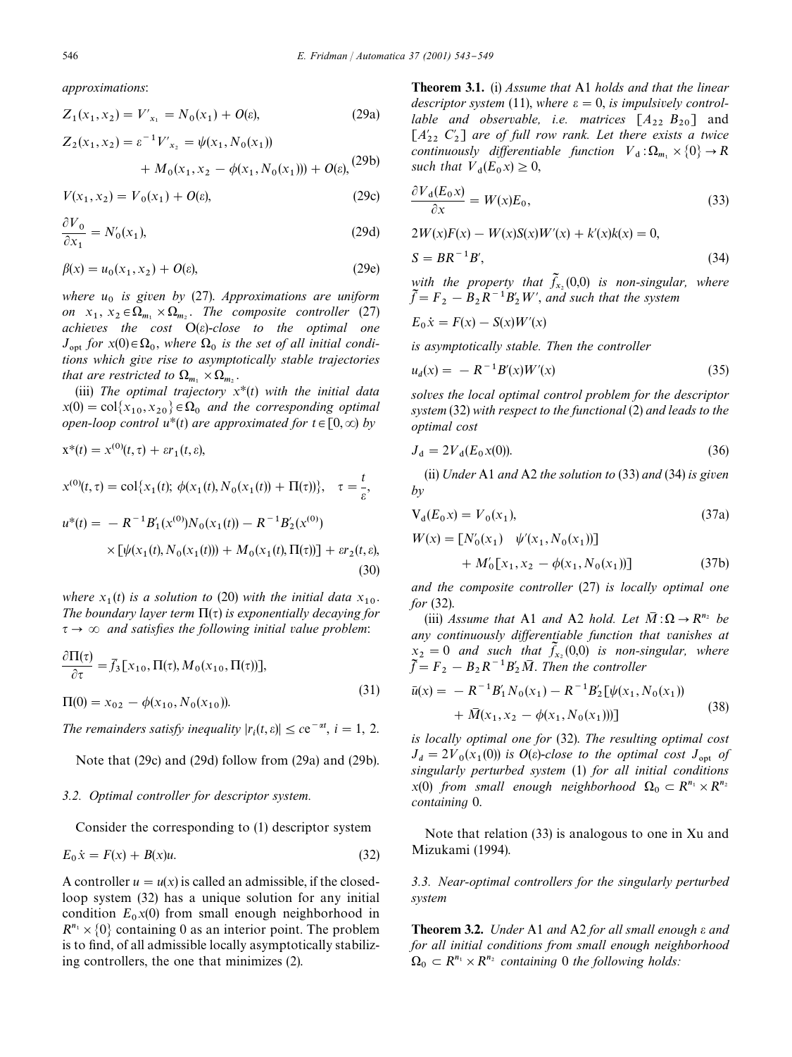*approximations*:

$$Z_1(x_1, x_2) = V'_{x_1} = N_0(x_1) + O(\varepsilon), \tag{29a}$$

$$Z_2(x_1, x_2) = \varepsilon^{-1} V'_{x_2} = \psi(x_1, N_0(x_1)) + M_0(x_1, x_2 - \phi(x_1, N_0(x_1))) + O(\varepsilon), \tag{29b}$$

$$V(x_1, x_2) = V_0(x_1) + O(\varepsilon), \tag{29c}$$

$$\frac{\partial V_0}{\partial x_1} = N'_0(x_1), \tag{29d}$$

$$\beta(x) = u_0(x_1, x_2) + O(\varepsilon), \tag{29e}$$

*where $u_0$ is given by* (27). *Approximations are uniform on $x_1, x_2 \in \Omega_{m_1} \times \Omega_{m_2}$. The composite controller* (27) *achieves the cost $O(\varepsilon)$-close to the optimal one $J_{\text{opt}}$ for $x(0) \in \Omega_0$, where $\Omega_0$ is the set of all initial conditions which give rise to asymptotically stable trajectories that are restricted to $\Omega_{m_1} \times \Omega_{m_2}$.*

(iii) *The optimal trajectory $x^*(t)$ with the initial data $x(0) = \text{col}\{x_{10}, x_{20}\} \in \Omega_0$ and the corresponding optimal open-loop control $u^*(t)$ are approximated for $t \in [0, \infty)$ by*

$$x^*(t) = x^{(0)}(t, \tau) + \varepsilon r_1(t, \varepsilon),$$

$$x^{(0)}(t, \tau) = \text{col}\{x_1(t);\ \phi(x_1(t), N_0(x_1(t)) + \Pi(\tau))\}, \quad \tau = \frac{t}{\varepsilon},$$

$$u^*(t) = -R^{-1}B'_1(x^{(0)})N_0(x_1(t)) - R^{-1}B'_2(x^{(0)}) \times [\psi(x_1(t), N_0(x_1(t))) + M_0(x_1(t), \Pi(\tau))] + \varepsilon r_2(t, \varepsilon), \tag{30}$$

*where $x_1(t)$ is a solution to* (20) *with the initial data $x_{10}$. The boundary layer term $\Pi(\tau)$ is exponentially decaying for $\tau \to \infty$ and satisfies the following initial value problem*:

$$\frac{\partial \Pi(\tau)}{\partial \tau} = \bar{f}_3[x_{10}, \Pi(\tau), M_0(x_{10}, \Pi(\tau))],$$
$$\Pi(0) = x_{02} - \phi(x_{10}, N_0(x_{10})). \tag{31}$$

*The remainders satisfy inequality $|r_i(t, \varepsilon)| \le c e^{-\alpha t}$, $i = 1, 2$.*

Note that (29c) and (29d) follow from (29a) and (29b).

### 3.2. Optimal controller for descriptor system.

Consider the corresponding to (1) descriptor system

$$E_0 \dot{x} = F(x) + B(x)u. \tag{32}$$

A controller $u = u(x)$ is called an admissible, if the closed-loop system (32) has a unique solution for any initial condition $E_0 x(0)$ from small enough neighborhood in $R^{n_1} \times \{0\}$ containing 0 as an interior point. The problem is to find, of all admissible locally asymptotically stabilizing controllers, the one that minimizes (2).

**Theorem 3.1.** (i) *Assume that* A1 *holds and that the linear descriptor system* (11), *where $\varepsilon = 0$, is impulsively controllable and observable, i.e. matrices $[A_{22}\ B_{20}]$ and $[A'_{22}\ C'_2]$ are of full row rank. Let there exists a twice continuously differentiable function $V_d : \Omega_{m_1} \times \{0\} \to R$ such that $V_d(E_0 x) \ge 0$,*

$$\frac{\partial V_d(E_0 x)}{\partial x} = W(x)E_0, \tag{33}$$

$$2W(x)F(x) - W(x)S(x)W'(x) + k'(x)k(x) = 0,$$
$$S = BR^{-1}B', \tag{34}$$

*with the property that $\tilde{f}_{x_2}(0,0)$ is non-singular, where $\tilde{f} = F_2 - B_2 R^{-1} B'_2 W'$, and such that the system*

$$E_0 \dot{x} = F(x) - S(x)W'(x)$$

*is asymptotically stable. Then the controller*

$$u_d(x) = -R^{-1}B'(x)W'(x) \tag{35}$$

*solves the local optimal control problem for the descriptor system* (32) *with respect to the functional* (2) *and leads to the optimal cost*

$$J_d = 2V_d(E_0 x(0)). \tag{36}$$

(ii) *Under* A1 *and* A2 *the solution to* (33) *and* (34) *is given by*

$$V_d(E_0 x) = V_0(x_1), \tag{37a}$$

$$W(x) = [N'_0(x_1) \quad \psi'(x_1, N_0(x_1))] + M'_0[x_1, x_2 - \phi(x_1, N_0(x_1))] \tag{37b}$$

*and the composite controller* (27) *is locally optimal one for* (32).

(iii) *Assume that* A1 *and* A2 *hold. Let $\bar{M} : \Omega \to R^{n_2}$ be any continuously differentiable function that vanishes at $x_2 = 0$ and such that $\tilde{f}_{x_2}(0,0)$ is non-singular, where $\tilde{f} = F_2 - B_2 R^{-1} B'_2 \bar{M}$. Then the controller*

$$\bar{u}(x) = -R^{-1}B'_1 N_0(x_1) - R^{-1}B'_2[\psi(x_1, N_0(x_1)) + \bar{M}(x_1, x_2 - \phi(x_1, N_0(x_1)))] \tag{38}$$

*is locally optimal one for* (32). *The resulting optimal cost $J_d = 2V_0(x_1(0))$ is $O(\varepsilon)$-close to the optimal cost $J_{\text{opt}}$ of singularly perturbed system* (1) *for all initial conditions $x(0)$ from small enough neighborhood $\Omega_0 \subset R^{n_1} \times R^{n_2}$ containing* 0.

Note that relation (33) is analogous to one in Xu and Mizukami (1994).

### 3.3. Near-optimal controllers for the singularly perturbed system

**Theorem 3.2.** *Under* A1 *and* A2 *for all small enough $\varepsilon$ and for all initial conditions from small enough neighborhood $\Omega_0 \subset R^{n_1} \times R^{n_2}$ containing* 0 *the following holds:*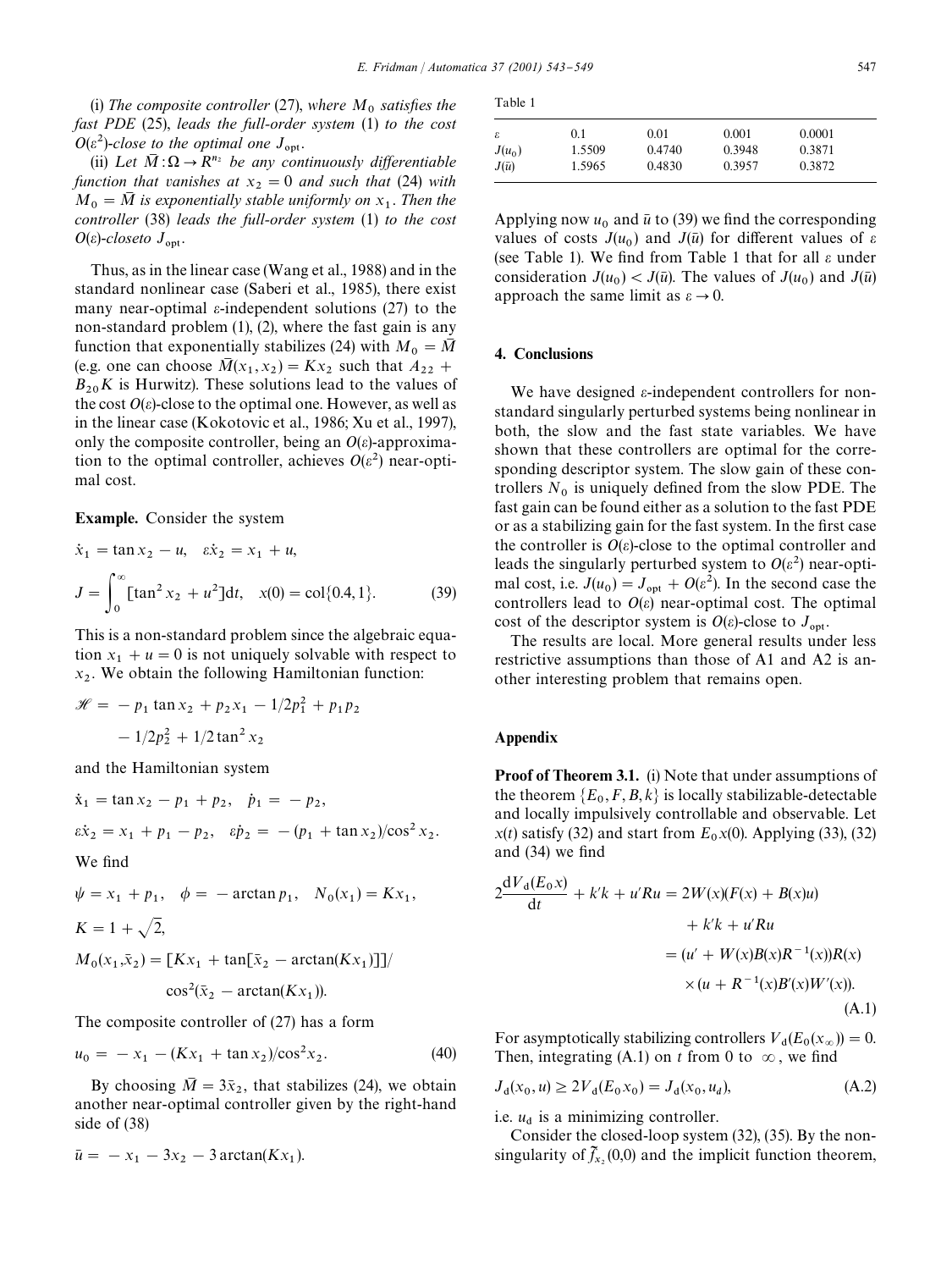(i) *The composite controller* (27), *where $M_0$ satisfies the fast PDE* (25), *leads the full-order system* (1) *to the cost $O(\varepsilon^2)$-close to the optimal one $J_{\mathrm{opt}}$.*

(ii) *Let $\bar{M}:\Omega \to R^{n_2}$ be any continuously differentiable function that vanishes at $x_2 = 0$ and such that* (24) *with $M_0 = \bar{M}$ is exponentially stable uniformly on $x_1$. Then the controller* (38) *leads the full-order system* (1) *to the cost $O(\varepsilon)$-closeto $J_{\mathrm{opt}}$.*

Thus, as in the linear case (Wang et al., 1988) and in the standard nonlinear case (Saberi et al., 1985), there exist many near-optimal $\varepsilon$-independent solutions (27) to the non-standard problem (1), (2), where the fast gain is any function that exponentially stabilizes (24) with $M_0 = \bar{M}$ (e.g. one can choose $\bar{M}(x_1, x_2) = Kx_2$ such that $A_{22} + B_{20}K$ is Hurwitz). These solutions lead to the values of the cost $O(\varepsilon)$-close to the optimal one. However, as well as in the linear case (Kokotovic et al., 1986; Xu et al., 1997), only the composite controller, being an $O(\varepsilon)$-approximation to the optimal controller, achieves $O(\varepsilon^2)$ near-optimal cost.

**Example.** Consider the system

$$\dot{x}_1 = \tan x_2 - u, \quad \varepsilon\dot{x}_2 = x_1 + u,$$

$$J = \int_0^\infty [\tan^2 x_2 + u^2]\mathrm{d}t, \quad x(0) = \mathrm{col}\{0.4, 1\}. \tag{39}$$

This is a non-standard problem since the algebraic equation $x_1 + u = 0$ is not uniquely solvable with respect to $x_2$. We obtain the following Hamiltonian function:

$$\mathscr{H} = -p_1 \tan x_2 + p_2 x_1 - 1/2p_1^2 + p_1 p_2 - 1/2p_2^2 + 1/2\tan^2 x_2$$

and the Hamiltonian system

$$\dot{x}_1 = \tan x_2 - p_1 + p_2, \quad \dot{p}_1 = -p_2,$$

$$\varepsilon\dot{x}_2 = x_1 + p_1 - p_2, \quad \varepsilon\dot{p}_2 = -(p_1 + \tan x_2)/\cos^2 x_2.$$

We find

$$\psi = x_1 + p_1, \quad \phi = -\arctan p_1, \quad N_0(x_1) = Kx_1,$$

$$K = 1 + \sqrt{2},$$

$$M_0(x_1, \bar{x}_2) = [Kx_1 + \tan[\bar{x}_2 - \arctan(Kx_1)]]/\cos^2(\bar{x}_2 - \arctan(Kx_1)).$$

The composite controller of (27) has a form

$$u_0 = -x_1 - (Kx_1 + \tan x_2)/\cos^2 x_2. \tag{40}$$

By choosing $\bar{M} = 3\bar{x}_2$, that stabilizes (24), we obtain another near-optimal controller given by the right-hand side of (38)

$$\bar{u} = -x_1 - 3x_2 - 3\arctan(Kx_1).$$

Table 1

| $\varepsilon$ | 0.1 | 0.01 | 0.001 | 0.0001 |
|---|---|---|---|---|
| $J(u_0)$ | 1.5509 | 0.4740 | 0.3948 | 0.3871 |
| $J(\bar{u})$ | 1.5965 | 0.4830 | 0.3957 | 0.3872 |

Applying now $u_0$ and $\bar{u}$ to (39) we find the corresponding values of costs $J(u_0)$ and $J(\bar{u})$ for different values of $\varepsilon$ (see Table 1). We find from Table 1 that for all $\varepsilon$ under consideration $J(u_0) < J(\bar{u})$. The values of $J(u_0)$ and $J(\bar{u})$ approach the same limit as $\varepsilon \to 0$.

## 4. Conclusions

We have designed $\varepsilon$-independent controllers for non-standard singularly perturbed systems being nonlinear in both, the slow and the fast state variables. We have shown that these controllers are optimal for the corresponding descriptor system. The slow gain of these controllers $N_0$ is uniquely defined from the slow PDE. The fast gain can be found either as a solution to the fast PDE or as a stabilizing gain for the fast system. In the first case the controller is $O(\varepsilon)$-close to the optimal controller and leads the singularly perturbed system to $O(\varepsilon^2)$ near-optimal cost, i.e. $J(u_0) = J_{\mathrm{opt}} + O(\varepsilon^2)$. In the second case the controllers lead to $O(\varepsilon)$ near-optimal cost. The optimal cost of the descriptor system is $O(\varepsilon)$-close to $J_{\mathrm{opt}}$.

The results are local. More general results under less restrictive assumptions than those of A1 and A2 is another interesting problem that remains open.

## Appendix

**Proof of Theorem 3.1.** (i) Note that under assumptions of the theorem $\{E_0, F, B, k\}$ is locally stabilizable-detectable and locally impulsively controllable and observable. Let $x(t)$ satisfy (32) and start from $E_0 x(0)$. Applying (33), (32) and (34) we find

$$2\frac{\mathrm{d}V_{\mathrm{d}}(E_0 x)}{\mathrm{d}t} + k'k + u'Ru = 2W(x)(F(x) + B(x)u) + k'k + u'Ru$$
$$= (u' + W(x)B(x)R^{-1}(x))R(x) \times (u + R^{-1}(x)B'(x)W'(x)). \tag{A.1}$$

For asymptotically stabilizing controllers $V_{\mathrm{d}}(E_0(x_\infty)) = 0$. Then, integrating (A.1) on $t$ from 0 to $\infty$, we find

$$J_{\mathrm{d}}(x_0, u) \geq 2V_{\mathrm{d}}(E_0 x_0) = J_{\mathrm{d}}(x_0, u_d), \tag{A.2}$$

i.e. $u_{\mathrm{d}}$ is a minimizing controller.

Consider the closed-loop system (32), (35). By the nonsingularity of $\tilde{f}_{x_2}(0,0)$ and the implicit function theorem,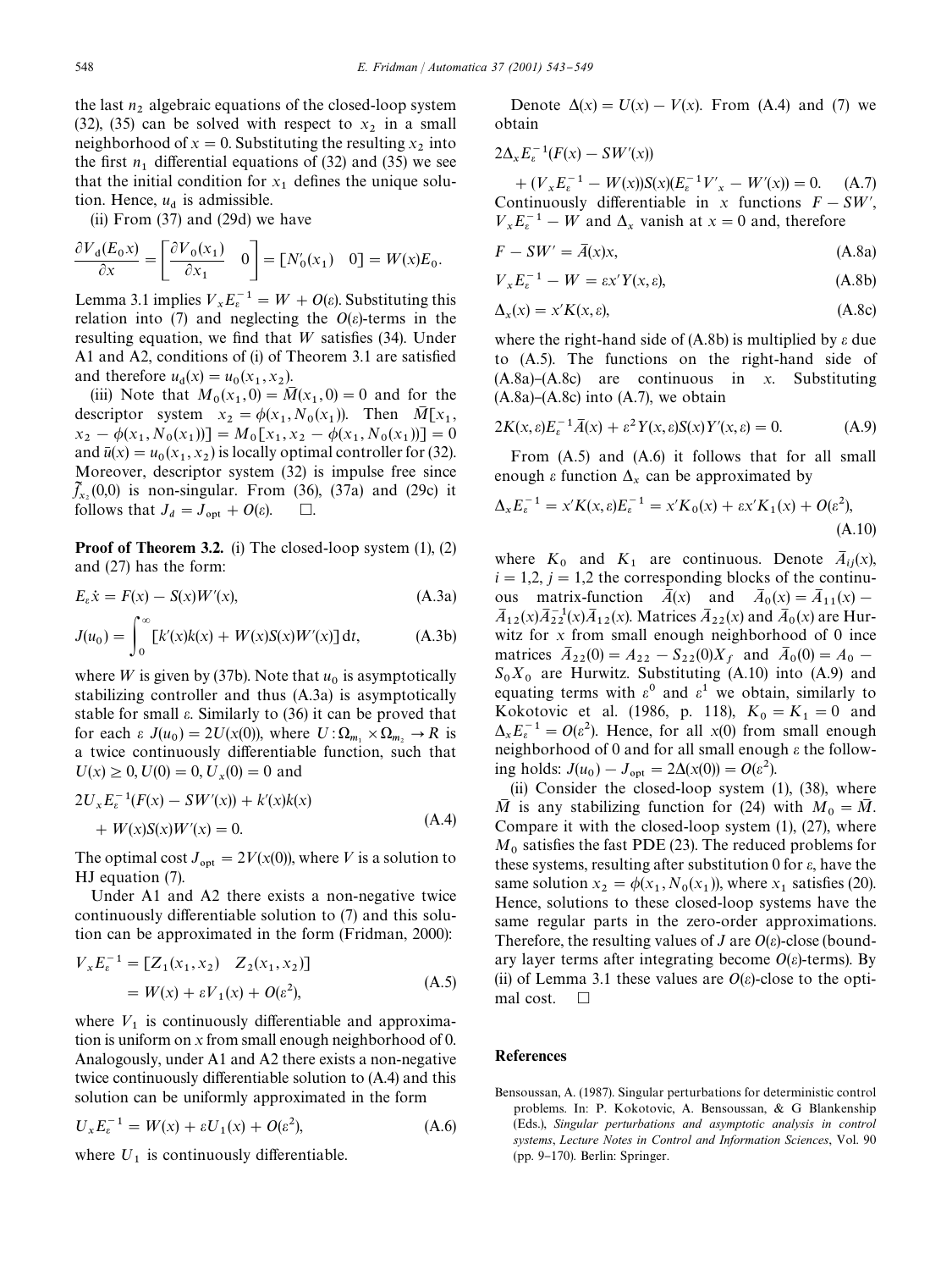the last $n_2$ algebraic equations of the closed-loop system (32), (35) can be solved with respect to $x_2$ in a small neighborhood of $x = 0$. Substituting the resulting $x_2$ into the first $n_1$ differential equations of (32) and (35) we see that the initial condition for $x_1$ defines the unique solution. Hence, $u_d$ is admissible.

(ii) From (37) and (29d) we have

$$\frac{\partial V_d(E_0 x)}{\partial x} = \begin{bmatrix} \dfrac{\partial V_0(x_1)}{\partial x_1} & 0 \end{bmatrix} = [N_0'(x_1) \quad 0] = W(x)E_0.$$

Lemma 3.1 implies $V_x E_\varepsilon^{-1} = W + O(\varepsilon)$. Substituting this relation into (7) and neglecting the $O(\varepsilon)$-terms in the resulting equation, we find that $W$ satisfies (34). Under A1 and A2, conditions of (i) of Theorem 3.1 are satisfied and therefore $u_d(x) = u_0(x_1, x_2)$.

(iii) Note that $M_0(x_1, 0) = \bar{M}(x_1, 0) = 0$ and for the descriptor system $x_2 = \phi(x_1, N_0(x_1))$. Then $\bar{M}[x_1, x_2 - \phi(x_1, N_0(x_1))] = M_0[x_1, x_2 - \phi(x_1, N_0(x_1))] = 0$ and $\bar{u}(x) = u_0(x_1, x_2)$ is locally optimal controller for (32). Moreover, descriptor system (32) is impulse free since $\tilde{f}_{x_2}(0,0)$ is non-singular. From (36), (37a) and (29c) it follows that $J_d = J_{\text{opt}} + O(\varepsilon)$. $\square$

**Proof of Theorem 3.2.** (i) The closed-loop system (1), (2) and (27) has the form:

$$E_\varepsilon \dot{x} = F(x) - S(x)W'(x), \tag{A.3a}$$

$$J(u_0) = \int_0^\infty [k'(x)k(x) + W(x)S(x)W'(x)]\,\mathrm{d}t, \tag{A.3b}$$

where $W$ is given by (37b). Note that $u_0$ is asymptotically stabilizing controller and thus (A.3a) is asymptotically stable for small $\varepsilon$. Similarly to (36) it can be proved that for each $\varepsilon$ $J(u_0) = 2U(x(0))$, where $U: \Omega_{m_1} \times \Omega_{m_2} \to R$ is a twice continuously differentiable function, such that $U(x) \geq 0, U(0) = 0, U_x(0) = 0$ and

$$2U_x E_\varepsilon^{-1}(F(x) - SW'(x)) + k'(x)k(x) + W(x)S(x)W'(x) = 0. \tag{A.4}$$

The optimal cost $J_{\text{opt}} = 2V(x(0))$, where $V$ is a solution to HJ equation (7).

Under A1 and A2 there exists a non-negative twice continuously differentiable solution to (7) and this solution can be approximated in the form (Fridman, 2000):

$$V_x E_\varepsilon^{-1} = [Z_1(x_1, x_2) \quad Z_2(x_1, x_2)] = W(x) + \varepsilon V_1(x) + O(\varepsilon^2), \tag{A.5}$$

where $V_1$ is continuously differentiable and approximation is uniform on $x$ from small enough neighborhood of 0. Analogously, under A1 and A2 there exists a non-negative twice continuously differentiable solution to (A.4) and this solution can be uniformly approximated in the form

$$U_x E_\varepsilon^{-1} = W(x) + \varepsilon U_1(x) + O(\varepsilon^2), \tag{A.6}$$

where $U_1$ is continuously differentiable.

Denote $\Delta(x) = U(x) - V(x)$. From (A.4) and (7) we obtain

$$2\Delta_x E_\varepsilon^{-1}(F(x) - SW'(x)) + (V_x E_\varepsilon^{-1} - W(x))S(x)(E_\varepsilon^{-1}V'_x - W'(x)) = 0. \tag{A.7}$$

Continuously differentiable in $x$ functions $F - SW'$, $V_x E_\varepsilon^{-1} - W$ and $\Delta_x$ vanish at $x = 0$ and, therefore

$$F - SW' = \bar{A}(x)x, \tag{A.8a}$$

$$V_x E_\varepsilon^{-1} - W = \varepsilon x' Y(x, \varepsilon), \tag{A.8b}$$

$$\Delta_x(x) = x' K(x, \varepsilon), \tag{A.8c}$$

where the right-hand side of (A.8b) is multiplied by $\varepsilon$ due to (A.5). The functions on the right-hand side of (A.8a)–(A.8c) are continuous in $x$. Substituting (A.8a)–(A.8c) into (A.7), we obtain

$$2K(x, \varepsilon)E_\varepsilon^{-1}\bar{A}(x) + \varepsilon^2 Y(x, \varepsilon)S(x)Y'(x, \varepsilon) = 0. \tag{A.9}$$

From (A.5) and (A.6) it follows that for all small enough $\varepsilon$ function $\Delta_x$ can be approximated by

$$\Delta_x E_\varepsilon^{-1} = x' K(x, \varepsilon)E_\varepsilon^{-1} = x' K_0(x) + \varepsilon x' K_1(x) + O(\varepsilon^2), \tag{A.10}$$

where $K_0$ and $K_1$ are continuous. Denote $\bar{A}_{ij}(x)$, $i = 1{,}2$, $j = 1{,}2$ the corresponding blocks of the continuous matrix-function $\bar{A}(x)$ and $\bar{A}_0(x) = \bar{A}_{11}(x) - \bar{A}_{12}(x)\bar{A}_{22}^{-1}(x)\bar{A}_{12}(x)$. Matrices $\bar{A}_{22}(x)$ and $\bar{A}_0(x)$ are Hurwitz for $x$ from small enough neighborhood of 0 ince matrices $\bar{A}_{22}(0) = A_{22} - S_{22}(0)X_f$ and $\bar{A}_0(0) = A_0 - S_0 X_0$ are Hurwitz. Substituting (A.10) into (A.9) and equating terms with $\varepsilon^0$ and $\varepsilon^1$ we obtain, similarly to Kokotovic et al. (1986, p. 118), $K_0 = K_1 = 0$ and $\Delta_x E_\varepsilon^{-1} = O(\varepsilon^2)$. Hence, for all $x(0)$ from small enough neighborhood of 0 and for all small enough $\varepsilon$ the following holds: $J(u_0) - J_{\text{opt}} = 2\Delta(x(0)) = O(\varepsilon^2)$.

(ii) Consider the closed-loop system (1), (38), where $\bar{M}$ is any stabilizing function for (24) with $M_0 = \bar{M}$. Compare it with the closed-loop system (1), (27), where $M_0$ satisfies the fast PDE (23). The reduced problems for these systems, resulting after substitution 0 for $\varepsilon$, have the same solution $x_2 = \phi(x_1, N_0(x_1))$, where $x_1$ satisfies (20). Hence, solutions to these closed-loop systems have the same regular parts in the zero-order approximations. Therefore, the resulting values of $J$ are $O(\varepsilon)$-close (boundary layer terms after integrating become $O(\varepsilon)$-terms). By (ii) of Lemma 3.1 these values are $O(\varepsilon)$-close to the optimal cost. $\square$

## References

Bensoussan, A. (1987). Singular perturbations for deterministic control problems. In: P. Kokotovic, A. Bensoussan, & G Blankenship (Eds.), *Singular perturbations and asymptotic analysis in control systems*, *Lecture Notes in Control and Information Sciences*, Vol. 90 (pp. 9–170). Berlin: Springer.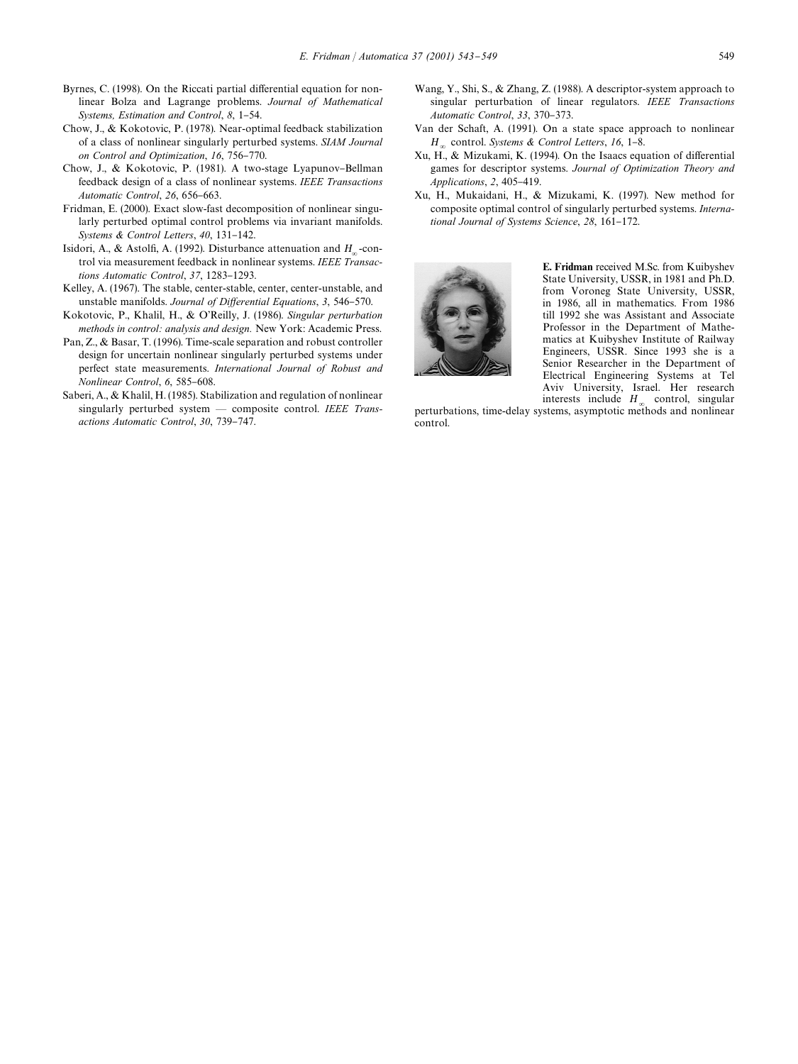Byrnes, C. (1998). On the Riccati partial differential equation for nonlinear Bolza and Lagrange problems. *Journal of Mathematical Systems, Estimation and Control*, *8*, 1–54.

Chow, J., & Kokotovic, P. (1978). Near-optimal feedback stabilization of a class of nonlinear singularly perturbed systems. *SIAM Journal on Control and Optimization*, *16*, 756–770.

Chow, J., & Kokotovic, P. (1981). A two-stage Lyapunov–Bellman feedback design of a class of nonlinear systems. *IEEE Transactions Automatic Control*, *26*, 656–663.

Fridman, E. (2000). Exact slow-fast decomposition of nonlinear singularly perturbed optimal control problems via invariant manifolds. *Systems & Control Letters*, *40*, 131–142.

Isidori, A., & Astolfi, A. (1992). Disturbance attenuation and $H_\infty$-control via measurement feedback in nonlinear systems. *IEEE Transactions Automatic Control*, *37*, 1283–1293.

Kelley, A. (1967). The stable, center-stable, center, center-unstable, and unstable manifolds. *Journal of Differential Equations*, *3*, 546–570.

Kokotovic, P., Khalil, H., & O'Reilly, J. (1986). *Singular perturbation methods in control: analysis and design.* New York: Academic Press.

Pan, Z., & Basar, T. (1996). Time-scale separation and robust controller design for uncertain nonlinear singularly perturbed systems under perfect state measurements. *International Journal of Robust and Nonlinear Control*, *6*, 585–608.

Saberi, A., & Khalil, H. (1985). Stabilization and regulation of nonlinear singularly perturbed system — composite control. *IEEE Transactions Automatic Control*, *30*, 739–747.

Wang, Y., Shi, S., & Zhang, Z. (1988). A descriptor-system approach to singular perturbation of linear regulators. *IEEE Transactions Automatic Control*, *33*, 370–373.

Van der Schaft, A. (1991). On a state space approach to nonlinear $H_\infty$ control. *Systems & Control Letters*, *16*, 1–8.

Xu, H., & Mizukami, K. (1994). On the Isaacs equation of differential games for descriptor systems. *Journal of Optimization Theory and Applications*, *2*, 405–419.

Xu, H., Mukaidani, H., & Mizukami, K. (1997). New method for composite optimal control of singularly perturbed systems. *International Journal of Systems Science*, *28*, 161–172.

**E. Fridman** received M.Sc. from Kuibyshev State University, USSR, in 1981 and Ph.D. from Voroneg State University, USSR, in 1986, all in mathematics. From 1986 till 1992 she was Assistant and Associate Professor in the Department of Mathematics at Kuibyshev Institute of Railway Engineers, USSR. Since 1993 she is a Senior Researcher in the Department of Electrical Engineering Systems at Tel Aviv University, Israel. Her research interests include $H_\infty$ control, singular perturbations, time-delay systems, asymptotic methods and nonlinear control.